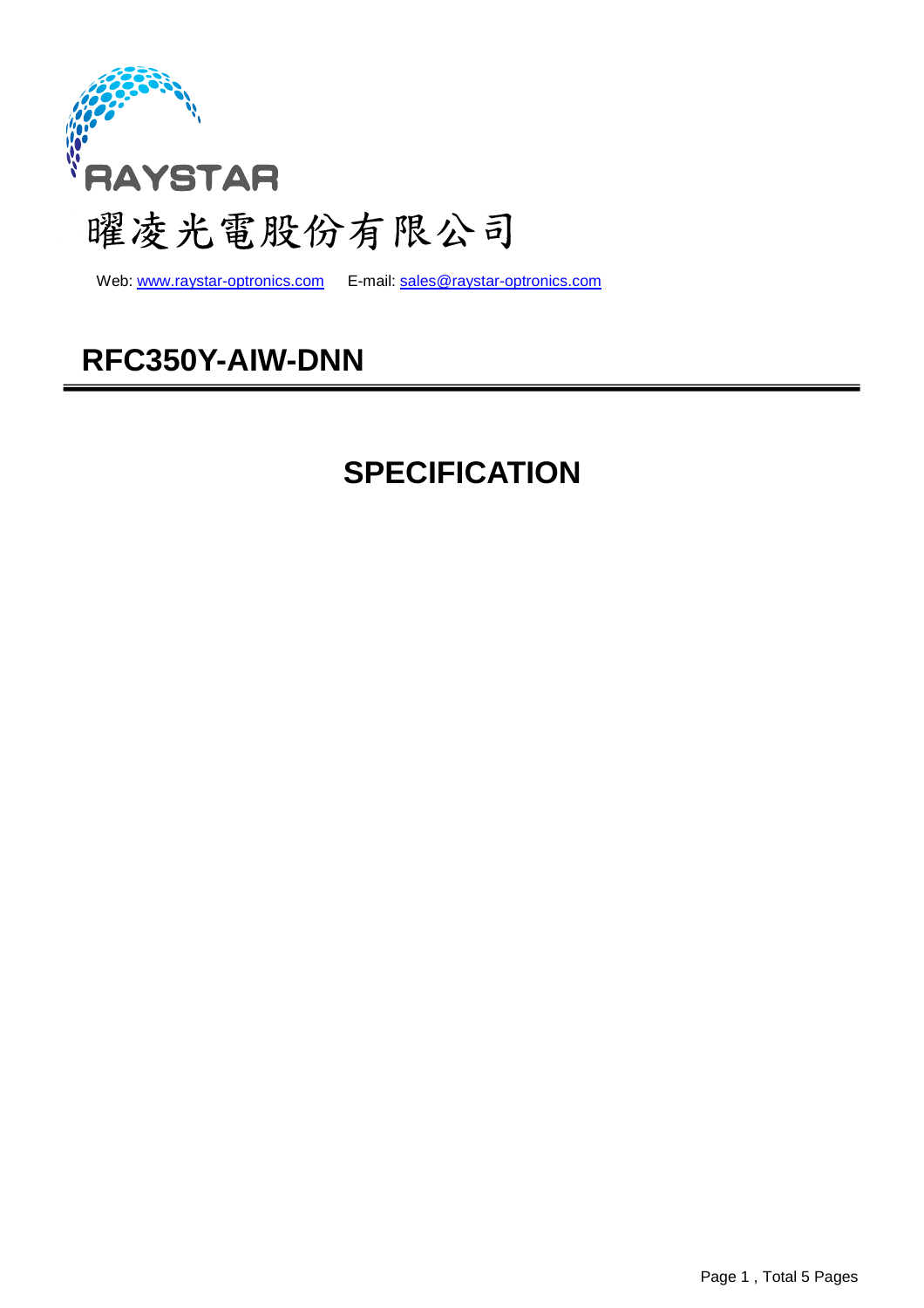RAYSTAR

曜凌光電股份有限公司

Web: www.raystar-optronics.com E-mail: sales@raystar-optronics.com

# RFC350Y-AIW-DNN

# SPECIFICATION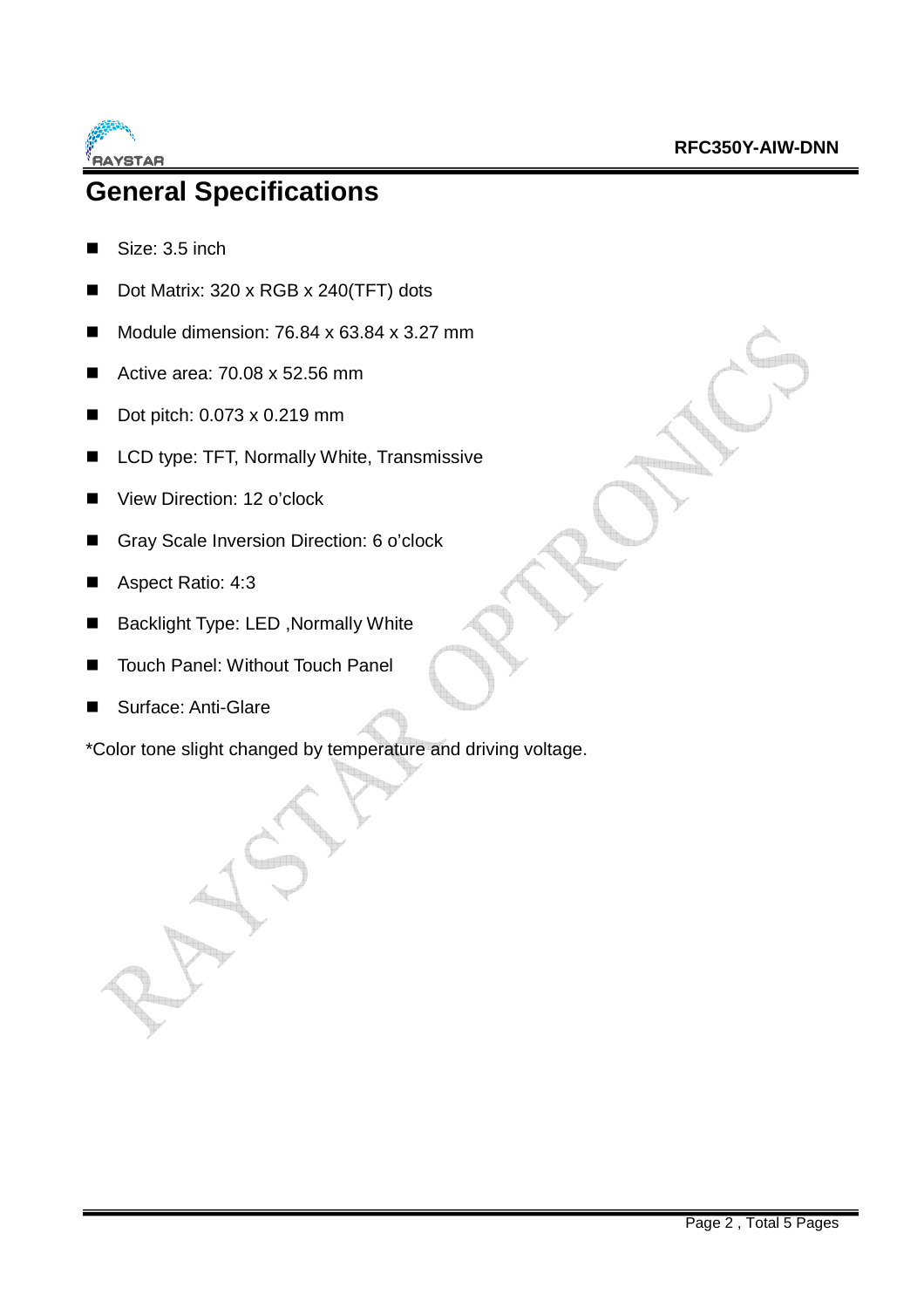# General Specifications

- Size: 3.5 inch
- Dot Matrix: 320 x RGB x 240(TFT) dots
- Module dimension: 76.84 x 63.84 x 3.27 mm
- Active area: 70.08 x 52.56 mm
- Dot pitch: 0.073 x 0.219 mm
- LCD type: TFT, Normally White, Transmissive
- View Direction: 12 o'clock
- Gray Scale Inversion Direction: 6 o'clock
- Aspect Ratio: 4:3
- Backlight Type: LED ,Normally White
- Touch Panel: Without Touch Panel
- Surface: Anti-Glare

*Color tone slight changed by temperature and driving voltage.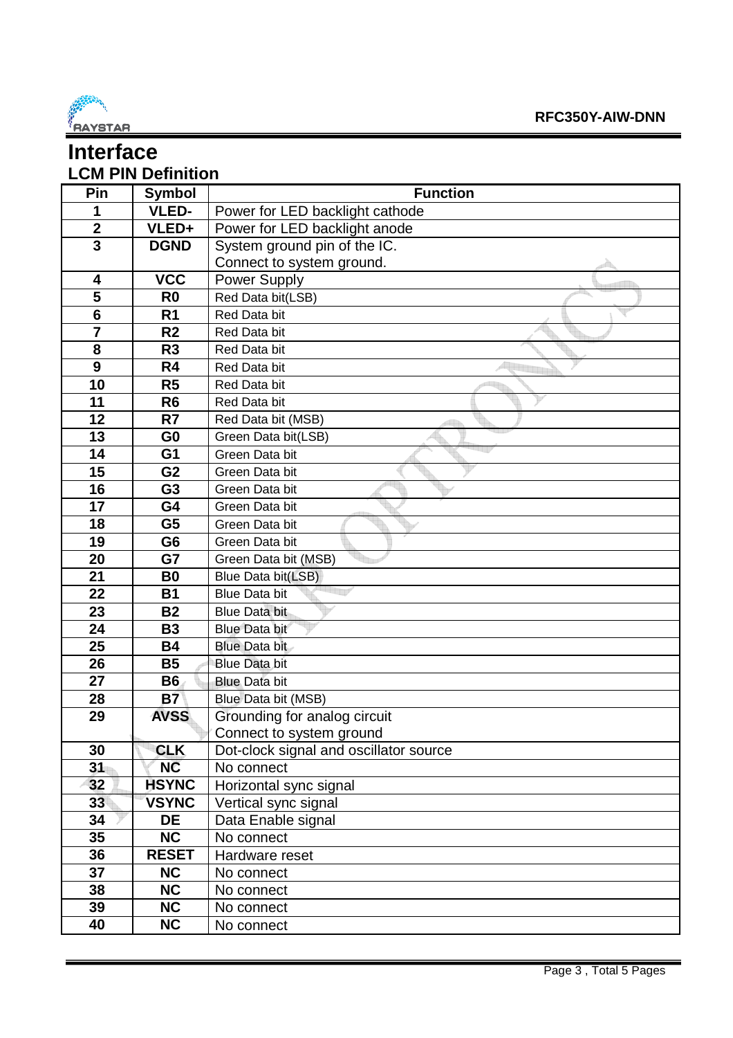# Interface

## LCM PIN Definition

| Pin | Symbol | Function |
|---|---|---|
| 1 | VLED- | Power for LED backlight cathode |
| 2 | VLED+ | Power for LED backlight anode |
| 3 | DGND | System ground pin of the IC.<br>Connect to system ground. |
| 4 | VCC | Power Supply |
| 5 | R0 | Red Data bit(LSB) |
| 6 | R1 | Red Data bit |
| 7 | R2 | Red Data bit |
| 8 | R3 | Red Data bit |
| 9 | R4 | Red Data bit |
| 10 | R5 | Red Data bit |
| 11 | R6 | Red Data bit |
| 12 | R7 | Red Data bit (MSB) |
| 13 | G0 | Green Data bit(LSB) |
| 14 | G1 | Green Data bit |
| 15 | G2 | Green Data bit |
| 16 | G3 | Green Data bit |
| 17 | G4 | Green Data bit |
| 18 | G5 | Green Data bit |
| 19 | G6 | Green Data bit |
| 20 | G7 | Green Data bit (MSB) |
| 21 | B0 | Blue Data bit(LSB) |
| 22 | B1 | Blue Data bit |
| 23 | B2 | Blue Data bit |
| 24 | B3 | Blue Data bit |
| 25 | B4 | Blue Data bit |
| 26 | B5 | Blue Data bit |
| 27 | B6 | Blue Data bit |
| 28 | B7 | Blue Data bit (MSB) |
| 29 | AVSS | Grounding for analog circuit<br>Connect to system ground |
| 30 | CLK | Dot-clock signal and oscillator source |
| 31 | NC | No connect |
| 32 | HSYNC | Horizontal sync signal |
| 33 | VSYNC | Vertical sync signal |
| 34 | DE | Data Enable signal |
| 35 | NC | No connect |
| 36 | RESET | Hardware reset |
| 37 | NC | No connect |
| 38 | NC | No connect |
| 39 | NC | No connect |
| 40 | NC | No connect |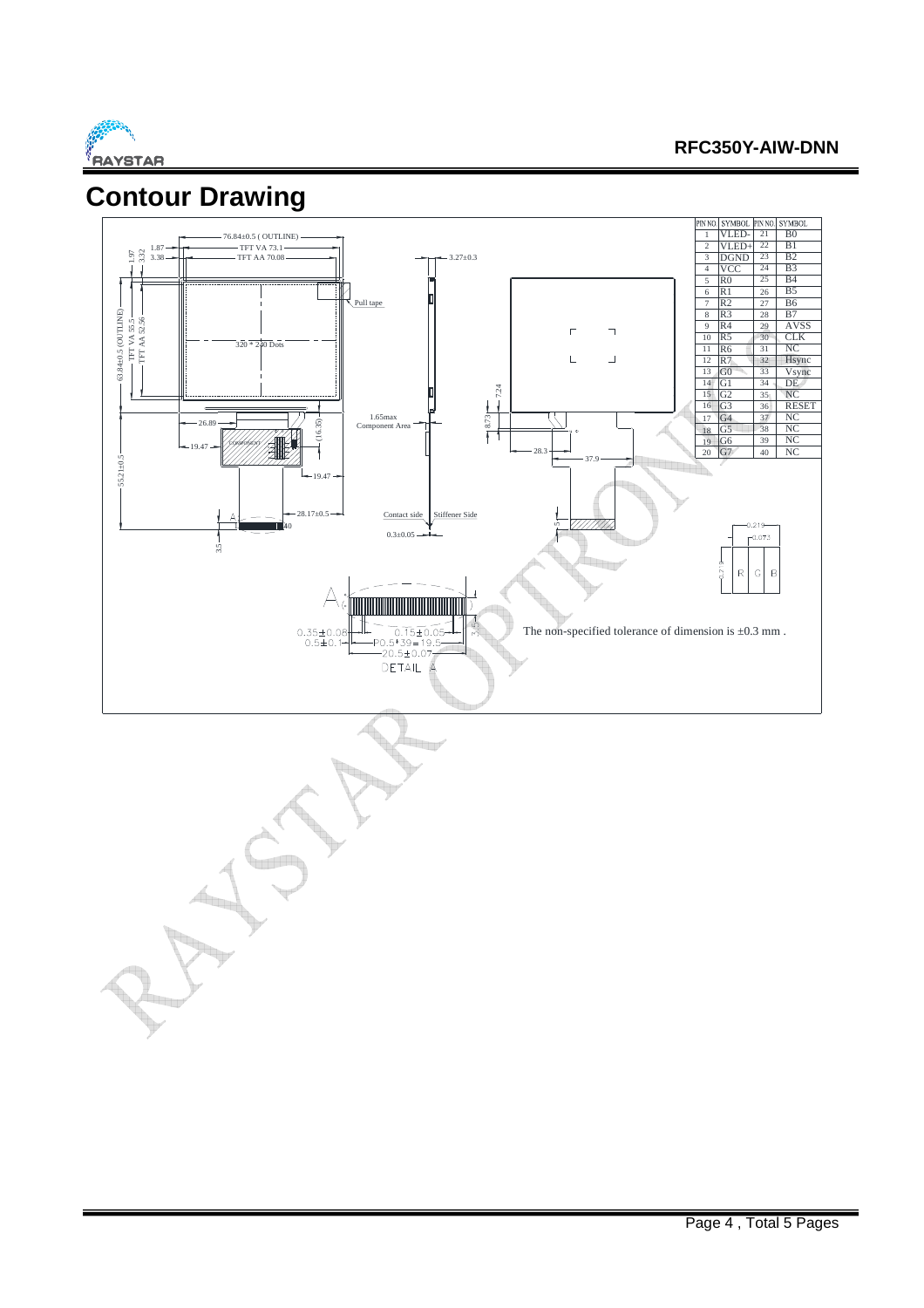# Contour Drawing

| PIN NO. | SYMBOL | PIN NO. | SYMBOL |
|---|---|---|---|
| 1 | VLED- | 21 | B0 |
| 2 | VLED+ | 22 | B1 |
| 3 | DGND | 23 | B2 |
| 4 | VCC | 24 | B3 |
| 5 | R0 | 25 | B4 |
| 6 | R1 | 26 | B5 |
| 7 | R2 | 27 | B6 |
| 8 | R3 | 28 | B7 |
| 9 | R4 | 29 | AVSS |
| 10 | R5 | 30 | CLK |
| 11 | R6 | 31 | NC |
| 12 | R7 | 32 | Hsync |
| 13 | G0 | 33 | Vsync |
| 14 | G1 | 34 | DE |
| 15 | G2 | 35 | NC |
| 16 | G3 | 36 | RESET |
| 17 | G4 | 37 | NC |
| 18 | G5 | 38 | NC |
| 19 | G6 | 39 | NC |
| 20 | G7 | 40 | NC |

The non-specified tolerance of dimension is ±0.3 mm .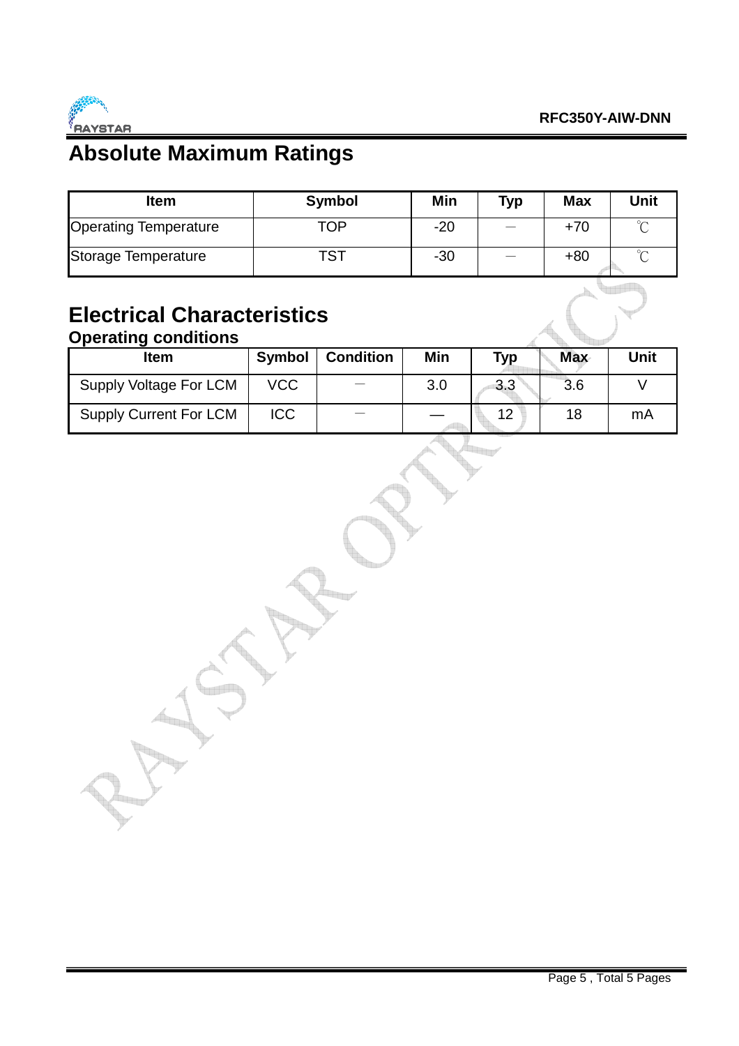# Absolute Maximum Ratings

| Item | Symbol | Min | Typ | Max | Unit |
|---|---|---|---|---|---|
| Operating Temperature | TOP | -20 | — | +70 | ℃ |
| Storage Temperature | TST | -30 | — | +80 | ℃ |

# Electrical Characteristics

## Operating conditions

| Item | Symbol | Condition | Min | Typ | Max | Unit |
|---|---|---|---|---|---|---|
| Supply Voltage For LCM | VCC | — | 3.0 | 3.3 | 3.6 | V |
| Supply Current For LCM | ICC | — | — | 12 | 18 | mA |